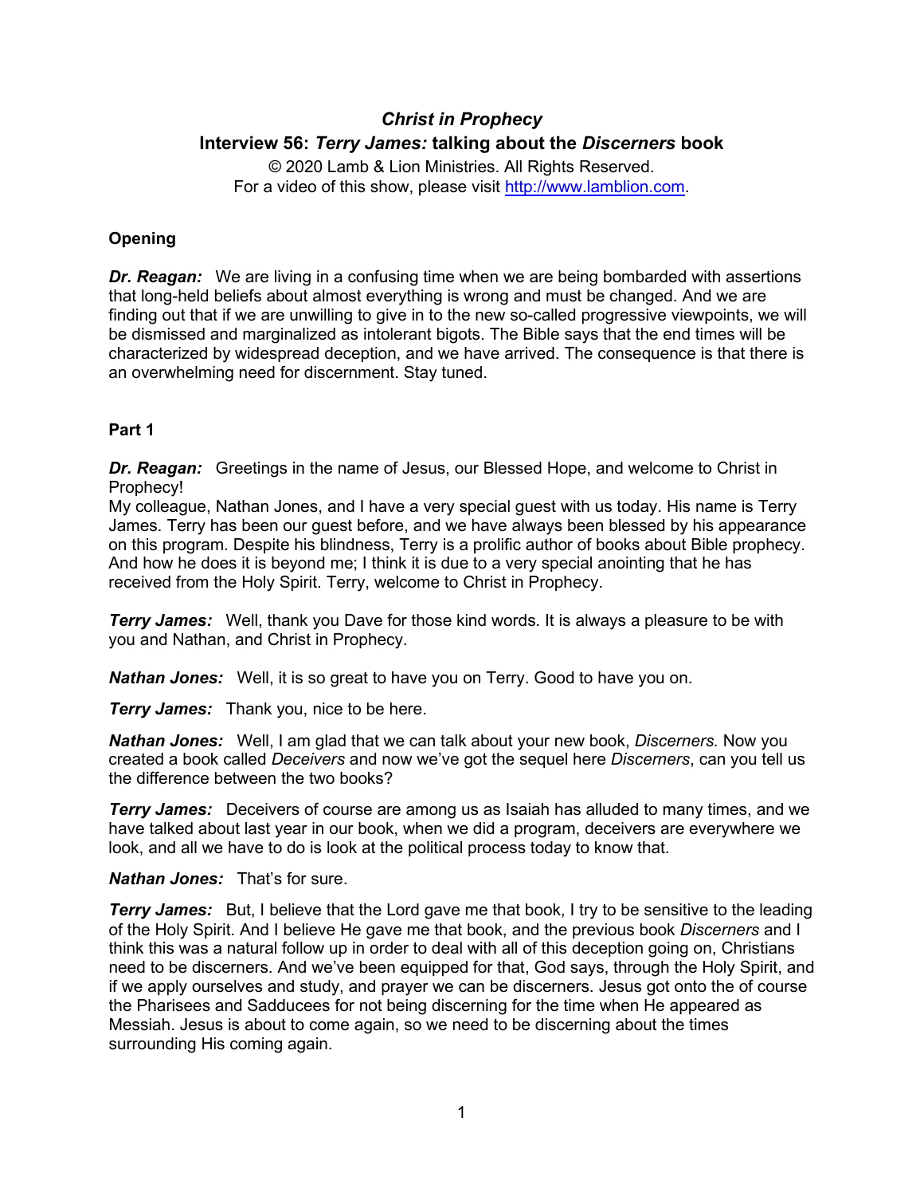# *Christ in Prophecy*

## Interview 56: *Terry James:* talking about the *Discerners* book

© 2020 Lamb & Lion Ministries. All Rights Reserved.
For a video of this show, please visit http://www.lamblion.com.

### Opening

***Dr. Reagan:*** We are living in a confusing time when we are being bombarded with assertions that long-held beliefs about almost everything is wrong and must be changed. And we are finding out that if we are unwilling to give in to the new so-called progressive viewpoints, we will be dismissed and marginalized as intolerant bigots. The Bible says that the end times will be characterized by widespread deception, and we have arrived. The consequence is that there is an overwhelming need for discernment. Stay tuned.

### Part 1

***Dr. Reagan:*** Greetings in the name of Jesus, our Blessed Hope, and welcome to Christ in Prophecy!
My colleague, Nathan Jones, and I have a very special guest with us today. His name is Terry James. Terry has been our guest before, and we have always been blessed by his appearance on this program. Despite his blindness, Terry is a prolific author of books about Bible prophecy. And how he does it is beyond me; I think it is due to a very special anointing that he has received from the Holy Spirit. Terry, welcome to Christ in Prophecy.

***Terry James:*** Well, thank you Dave for those kind words. It is always a pleasure to be with you and Nathan, and Christ in Prophecy.

***Nathan Jones:*** Well, it is so great to have you on Terry. Good to have you on.

***Terry James:*** Thank you, nice to be here.

***Nathan Jones:*** Well, I am glad that we can talk about your new book, *Discerners.* Now you created a book called *Deceivers* and now we've got the sequel here *Discerners*, can you tell us the difference between the two books?

***Terry James:*** Deceivers of course are among us as Isaiah has alluded to many times, and we have talked about last year in our book, when we did a program, deceivers are everywhere we look, and all we have to do is look at the political process today to know that.

***Nathan Jones:*** That's for sure.

***Terry James:*** But, I believe that the Lord gave me that book, I try to be sensitive to the leading of the Holy Spirit. And I believe He gave me that book, and the previous book *Discerners* and I think this was a natural follow up in order to deal with all of this deception going on, Christians need to be discerners. And we've been equipped for that, God says, through the Holy Spirit, and if we apply ourselves and study, and prayer we can be discerners. Jesus got onto the of course the Pharisees and Sadducees for not being discerning for the time when He appeared as Messiah. Jesus is about to come again, so we need to be discerning about the times surrounding His coming again.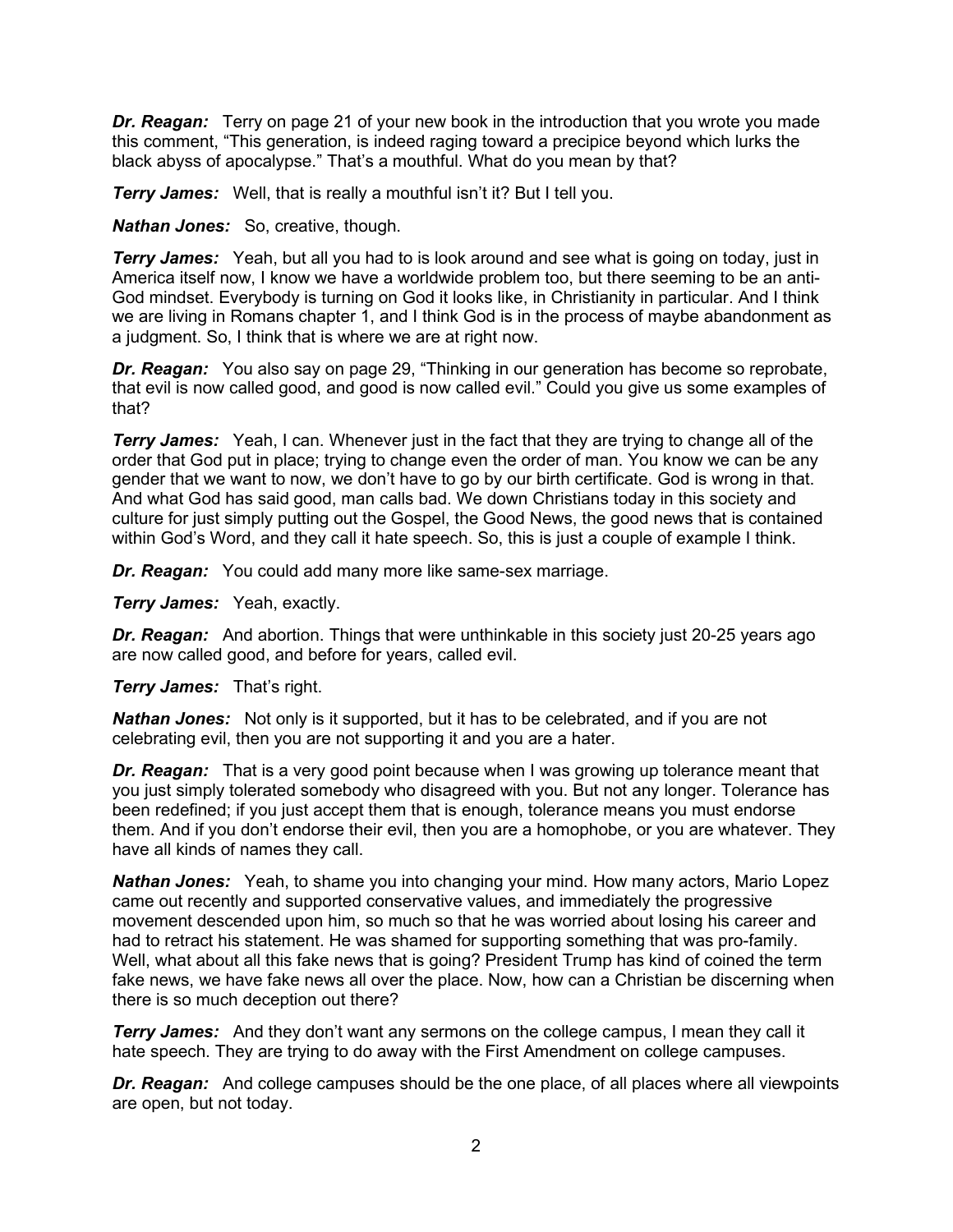***Dr. Reagan:*** Terry on page 21 of your new book in the introduction that you wrote you made this comment, "This generation, is indeed raging toward a precipice beyond which lurks the black abyss of apocalypse." That's a mouthful. What do you mean by that?

***Terry James:*** Well, that is really a mouthful isn't it? But I tell you.

***Nathan Jones:*** So, creative, though.

***Terry James:*** Yeah, but all you had to is look around and see what is going on today, just in America itself now, I know we have a worldwide problem too, but there seeming to be an anti-God mindset. Everybody is turning on God it looks like, in Christianity in particular. And I think we are living in Romans chapter 1, and I think God is in the process of maybe abandonment as a judgment. So, I think that is where we are at right now.

***Dr. Reagan:*** You also say on page 29, "Thinking in our generation has become so reprobate, that evil is now called good, and good is now called evil." Could you give us some examples of that?

***Terry James:*** Yeah, I can. Whenever just in the fact that they are trying to change all of the order that God put in place; trying to change even the order of man. You know we can be any gender that we want to now, we don't have to go by our birth certificate. God is wrong in that. And what God has said good, man calls bad. We down Christians today in this society and culture for just simply putting out the Gospel, the Good News, the good news that is contained within God's Word, and they call it hate speech. So, this is just a couple of example I think.

***Dr. Reagan:*** You could add many more like same-sex marriage.

***Terry James:*** Yeah, exactly.

***Dr. Reagan:*** And abortion. Things that were unthinkable in this society just 20-25 years ago are now called good, and before for years, called evil.

***Terry James:*** That's right.

***Nathan Jones:*** Not only is it supported, but it has to be celebrated, and if you are not celebrating evil, then you are not supporting it and you are a hater.

***Dr. Reagan:*** That is a very good point because when I was growing up tolerance meant that you just simply tolerated somebody who disagreed with you. But not any longer. Tolerance has been redefined; if you just accept them that is enough, tolerance means you must endorse them. And if you don't endorse their evil, then you are a homophobe, or you are whatever. They have all kinds of names they call.

***Nathan Jones:*** Yeah, to shame you into changing your mind. How many actors, Mario Lopez came out recently and supported conservative values, and immediately the progressive movement descended upon him, so much so that he was worried about losing his career and had to retract his statement. He was shamed for supporting something that was pro-family. Well, what about all this fake news that is going? President Trump has kind of coined the term fake news, we have fake news all over the place. Now, how can a Christian be discerning when there is so much deception out there?

***Terry James:*** And they don't want any sermons on the college campus, I mean they call it hate speech. They are trying to do away with the First Amendment on college campuses.

***Dr. Reagan:*** And college campuses should be the one place, of all places where all viewpoints are open, but not today.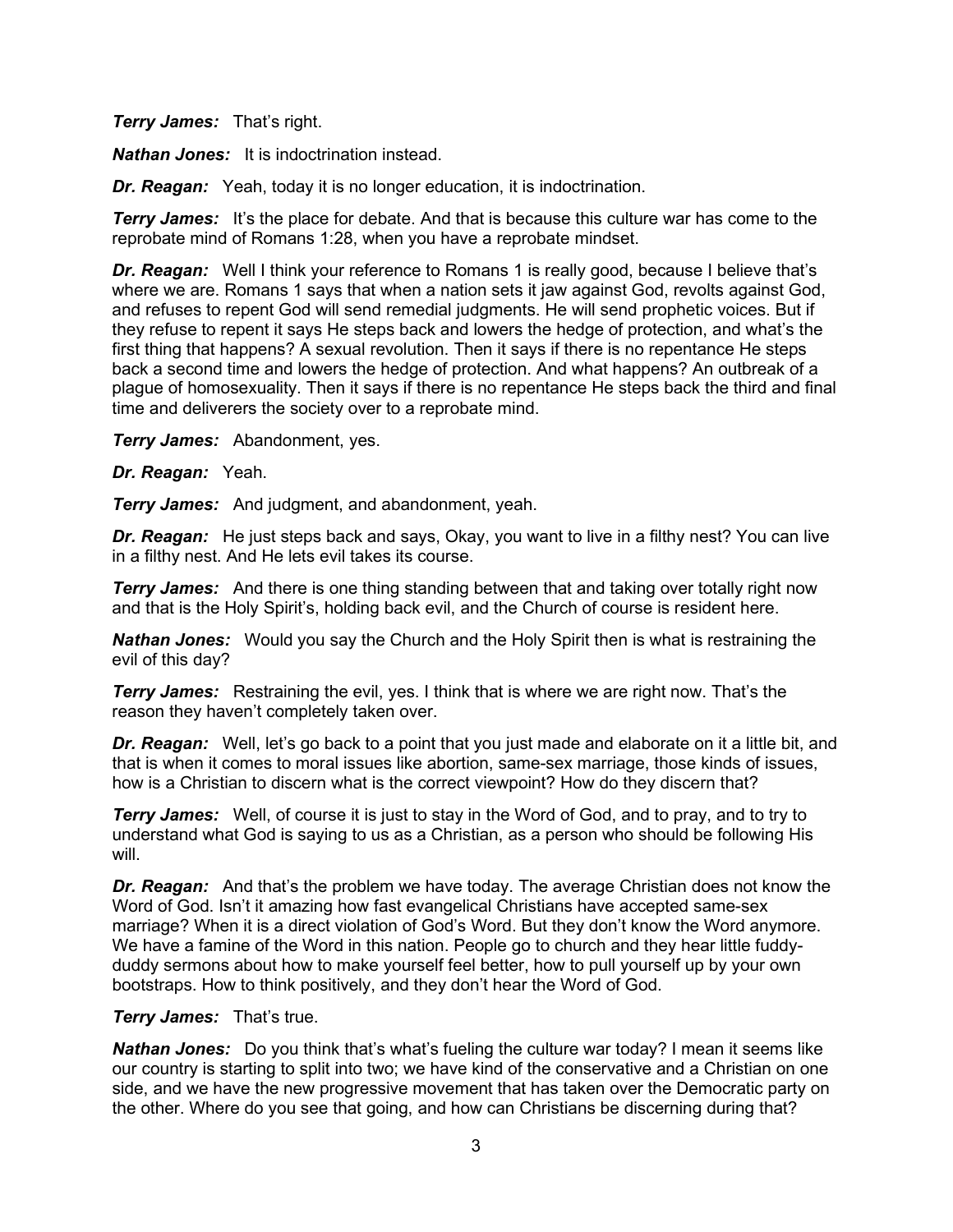***Terry James:*** That's right.

***Nathan Jones:*** It is indoctrination instead.

***Dr. Reagan:*** Yeah, today it is no longer education, it is indoctrination.

***Terry James:*** It's the place for debate. And that is because this culture war has come to the reprobate mind of Romans 1:28, when you have a reprobate mindset.

***Dr. Reagan:*** Well I think your reference to Romans 1 is really good, because I believe that's where we are. Romans 1 says that when a nation sets it jaw against God, revolts against God, and refuses to repent God will send remedial judgments. He will send prophetic voices. But if they refuse to repent it says He steps back and lowers the hedge of protection, and what's the first thing that happens? A sexual revolution. Then it says if there is no repentance He steps back a second time and lowers the hedge of protection. And what happens? An outbreak of a plague of homosexuality. Then it says if there is no repentance He steps back the third and final time and deliverers the society over to a reprobate mind.

***Terry James:*** Abandonment, yes.

***Dr. Reagan:*** Yeah.

***Terry James:*** And judgment, and abandonment, yeah.

***Dr. Reagan:*** He just steps back and says, Okay, you want to live in a filthy nest? You can live in a filthy nest. And He lets evil takes its course.

***Terry James:*** And there is one thing standing between that and taking over totally right now and that is the Holy Spirit's, holding back evil, and the Church of course is resident here.

***Nathan Jones:*** Would you say the Church and the Holy Spirit then is what is restraining the evil of this day?

***Terry James:*** Restraining the evil, yes. I think that is where we are right now. That's the reason they haven't completely taken over.

***Dr. Reagan:*** Well, let's go back to a point that you just made and elaborate on it a little bit, and that is when it comes to moral issues like abortion, same-sex marriage, those kinds of issues, how is a Christian to discern what is the correct viewpoint? How do they discern that?

***Terry James:*** Well, of course it is just to stay in the Word of God, and to pray, and to try to understand what God is saying to us as a Christian, as a person who should be following His will.

***Dr. Reagan:*** And that's the problem we have today. The average Christian does not know the Word of God. Isn't it amazing how fast evangelical Christians have accepted same-sex marriage? When it is a direct violation of God's Word. But they don't know the Word anymore. We have a famine of the Word in this nation. People go to church and they hear little fuddy-duddy sermons about how to make yourself feel better, how to pull yourself up by your own bootstraps. How to think positively, and they don't hear the Word of God.

***Terry James:*** That's true.

***Nathan Jones:*** Do you think that's what's fueling the culture war today? I mean it seems like our country is starting to split into two; we have kind of the conservative and a Christian on one side, and we have the new progressive movement that has taken over the Democratic party on the other. Where do you see that going, and how can Christians be discerning during that?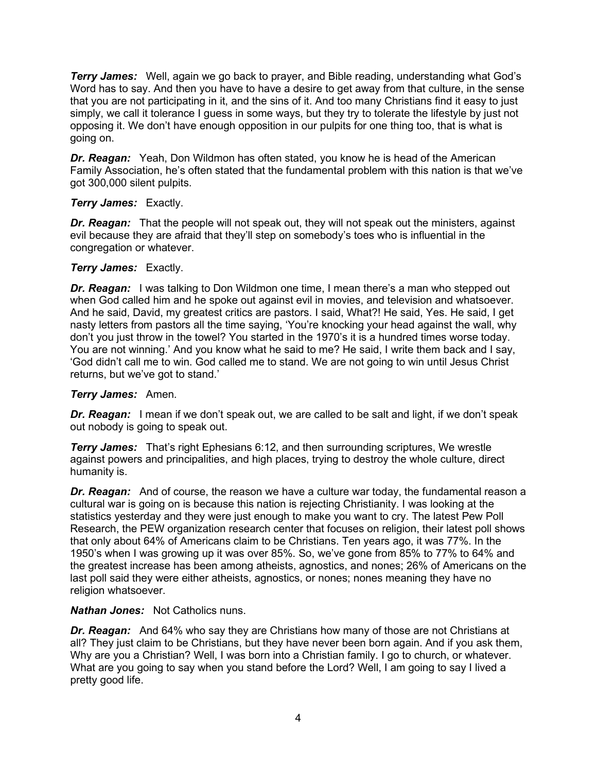***Terry James:*** Well, again we go back to prayer, and Bible reading, understanding what God's Word has to say. And then you have to have a desire to get away from that culture, in the sense that you are not participating in it, and the sins of it. And too many Christians find it easy to just simply, we call it tolerance I guess in some ways, but they try to tolerate the lifestyle by just not opposing it. We don't have enough opposition in our pulpits for one thing too, that is what is going on.

***Dr. Reagan:*** Yeah, Don Wildmon has often stated, you know he is head of the American Family Association, he's often stated that the fundamental problem with this nation is that we've got 300,000 silent pulpits.

***Terry James:*** Exactly.

***Dr. Reagan:*** That the people will not speak out, they will not speak out the ministers, against evil because they are afraid that they'll step on somebody's toes who is influential in the congregation or whatever.

***Terry James:*** Exactly.

***Dr. Reagan:*** I was talking to Don Wildmon one time, I mean there's a man who stepped out when God called him and he spoke out against evil in movies, and television and whatsoever. And he said, David, my greatest critics are pastors. I said, What?! He said, Yes. He said, I get nasty letters from pastors all the time saying, 'You're knocking your head against the wall, why don't you just throw in the towel? You started in the 1970's it is a hundred times worse today. You are not winning.' And you know what he said to me? He said, I write them back and I say, 'God didn't call me to win. God called me to stand. We are not going to win until Jesus Christ returns, but we've got to stand.'

***Terry James:*** Amen.

***Dr. Reagan:*** I mean if we don't speak out, we are called to be salt and light, if we don't speak out nobody is going to speak out.

***Terry James:*** That's right Ephesians 6:12, and then surrounding scriptures, We wrestle against powers and principalities, and high places, trying to destroy the whole culture, direct humanity is.

***Dr. Reagan:*** And of course, the reason we have a culture war today, the fundamental reason a cultural war is going on is because this nation is rejecting Christianity. I was looking at the statistics yesterday and they were just enough to make you want to cry. The latest Pew Poll Research, the PEW organization research center that focuses on religion, their latest poll shows that only about 64% of Americans claim to be Christians. Ten years ago, it was 77%. In the 1950's when I was growing up it was over 85%. So, we've gone from 85% to 77% to 64% and the greatest increase has been among atheists, agnostics, and nones; 26% of Americans on the last poll said they were either atheists, agnostics, or nones; nones meaning they have no religion whatsoever.

***Nathan Jones:*** Not Catholics nuns.

***Dr. Reagan:*** And 64% who say they are Christians how many of those are not Christians at all? They just claim to be Christians, but they have never been born again. And if you ask them, Why are you a Christian? Well, I was born into a Christian family. I go to church, or whatever. What are you going to say when you stand before the Lord? Well, I am going to say I lived a pretty good life.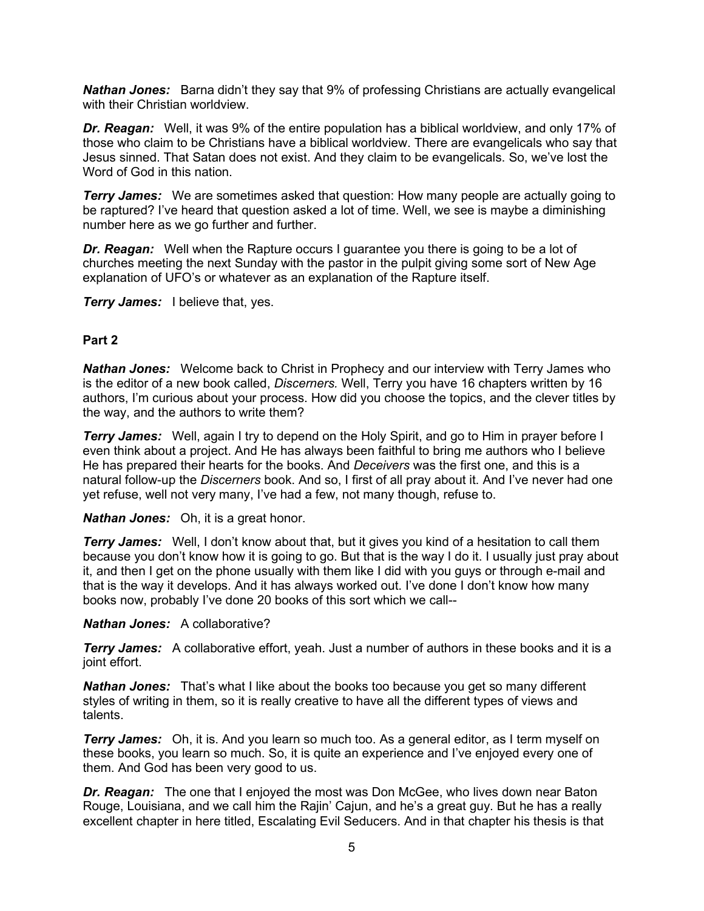***Nathan Jones:*** Barna didn't they say that 9% of professing Christians are actually evangelical with their Christian worldview.

***Dr. Reagan:*** Well, it was 9% of the entire population has a biblical worldview, and only 17% of those who claim to be Christians have a biblical worldview. There are evangelicals who say that Jesus sinned. That Satan does not exist. And they claim to be evangelicals. So, we've lost the Word of God in this nation.

***Terry James:*** We are sometimes asked that question: How many people are actually going to be raptured? I've heard that question asked a lot of time. Well, we see is maybe a diminishing number here as we go further and further.

***Dr. Reagan:*** Well when the Rapture occurs I guarantee you there is going to be a lot of churches meeting the next Sunday with the pastor in the pulpit giving some sort of New Age explanation of UFO's or whatever as an explanation of the Rapture itself.

***Terry James:*** I believe that, yes.

**Part 2**

***Nathan Jones:*** Welcome back to Christ in Prophecy and our interview with Terry James who is the editor of a new book called, *Discerners.* Well, Terry you have 16 chapters written by 16 authors, I'm curious about your process. How did you choose the topics, and the clever titles by the way, and the authors to write them?

***Terry James:*** Well, again I try to depend on the Holy Spirit, and go to Him in prayer before I even think about a project. And He has always been faithful to bring me authors who I believe He has prepared their hearts for the books. And *Deceivers* was the first one, and this is a natural follow-up the *Discerners* book. And so, I first of all pray about it. And I've never had one yet refuse, well not very many, I've had a few, not many though, refuse to.

***Nathan Jones:*** Oh, it is a great honor.

***Terry James:*** Well, I don't know about that, but it gives you kind of a hesitation to call them because you don't know how it is going to go. But that is the way I do it. I usually just pray about it, and then I get on the phone usually with them like I did with you guys or through e-mail and that is the way it develops. And it has always worked out. I've done I don't know how many books now, probably I've done 20 books of this sort which we call--

***Nathan Jones:*** A collaborative?

***Terry James:*** A collaborative effort, yeah. Just a number of authors in these books and it is a joint effort.

***Nathan Jones:*** That's what I like about the books too because you get so many different styles of writing in them, so it is really creative to have all the different types of views and talents.

***Terry James:*** Oh, it is. And you learn so much too. As a general editor, as I term myself on these books, you learn so much. So, it is quite an experience and I've enjoyed every one of them. And God has been very good to us.

***Dr. Reagan:*** The one that I enjoyed the most was Don McGee, who lives down near Baton Rouge, Louisiana, and we call him the Rajin' Cajun, and he's a great guy. But he has a really excellent chapter in here titled, Escalating Evil Seducers. And in that chapter his thesis is that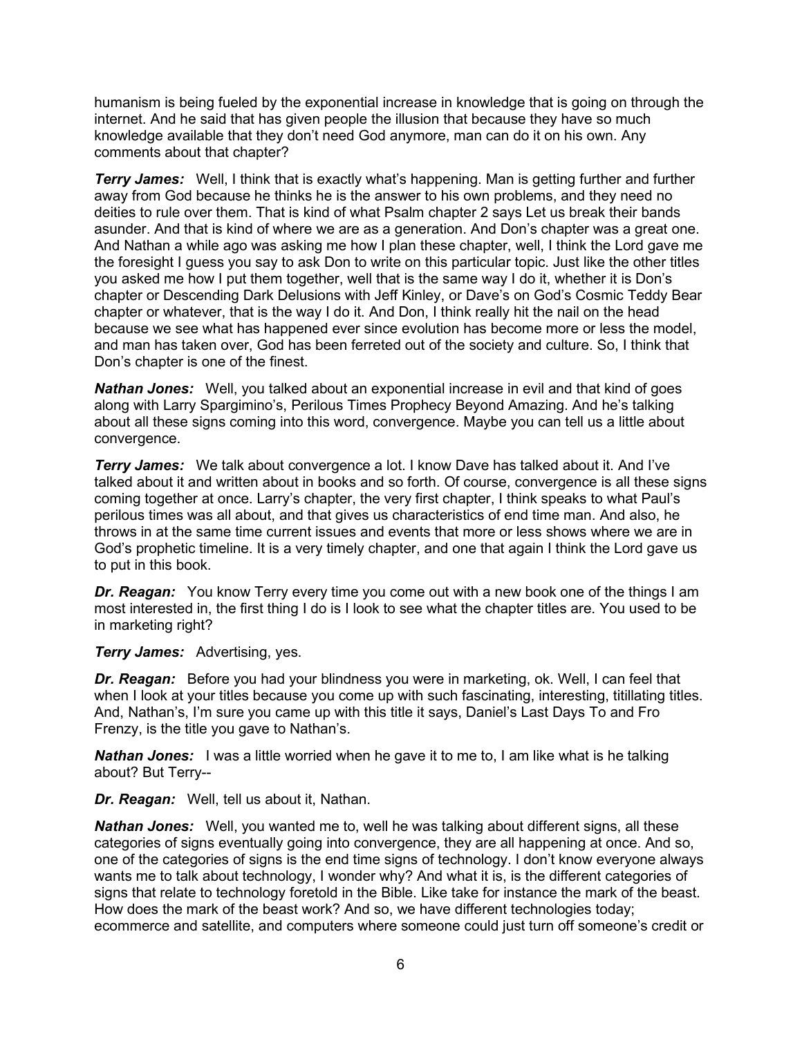humanism is being fueled by the exponential increase in knowledge that is going on through the internet. And he said that has given people the illusion that because they have so much knowledge available that they don't need God anymore, man can do it on his own. Any comments about that chapter?

***Terry James:*** Well, I think that is exactly what's happening. Man is getting further and further away from God because he thinks he is the answer to his own problems, and they need no deities to rule over them. That is kind of what Psalm chapter 2 says Let us break their bands asunder. And that is kind of where we are as a generation. And Don's chapter was a great one. And Nathan a while ago was asking me how I plan these chapter, well, I think the Lord gave me the foresight I guess you say to ask Don to write on this particular topic. Just like the other titles you asked me how I put them together, well that is the same way I do it, whether it is Don's chapter or Descending Dark Delusions with Jeff Kinley, or Dave's on God's Cosmic Teddy Bear chapter or whatever, that is the way I do it. And Don, I think really hit the nail on the head because we see what has happened ever since evolution has become more or less the model, and man has taken over, God has been ferreted out of the society and culture. So, I think that Don's chapter is one of the finest.

***Nathan Jones:*** Well, you talked about an exponential increase in evil and that kind of goes along with Larry Spargimino's, Perilous Times Prophecy Beyond Amazing. And he's talking about all these signs coming into this word, convergence. Maybe you can tell us a little about convergence.

***Terry James:*** We talk about convergence a lot. I know Dave has talked about it. And I've talked about it and written about in books and so forth. Of course, convergence is all these signs coming together at once. Larry's chapter, the very first chapter, I think speaks to what Paul's perilous times was all about, and that gives us characteristics of end time man. And also, he throws in at the same time current issues and events that more or less shows where we are in God's prophetic timeline. It is a very timely chapter, and one that again I think the Lord gave us to put in this book.

***Dr. Reagan:*** You know Terry every time you come out with a new book one of the things I am most interested in, the first thing I do is I look to see what the chapter titles are. You used to be in marketing right?

***Terry James:*** Advertising, yes.

***Dr. Reagan:*** Before you had your blindness you were in marketing, ok. Well, I can feel that when I look at your titles because you come up with such fascinating, interesting, titillating titles. And, Nathan's, I'm sure you came up with this title it says, Daniel's Last Days To and Fro Frenzy, is the title you gave to Nathan's.

***Nathan Jones:*** I was a little worried when he gave it to me to, I am like what is he talking about? But Terry--

***Dr. Reagan:*** Well, tell us about it, Nathan.

***Nathan Jones:*** Well, you wanted me to, well he was talking about different signs, all these categories of signs eventually going into convergence, they are all happening at once. And so, one of the categories of signs is the end time signs of technology. I don't know everyone always wants me to talk about technology, I wonder why? And what it is, is the different categories of signs that relate to technology foretold in the Bible. Like take for instance the mark of the beast. How does the mark of the beast work? And so, we have different technologies today; ecommerce and satellite, and computers where someone could just turn off someone's credit or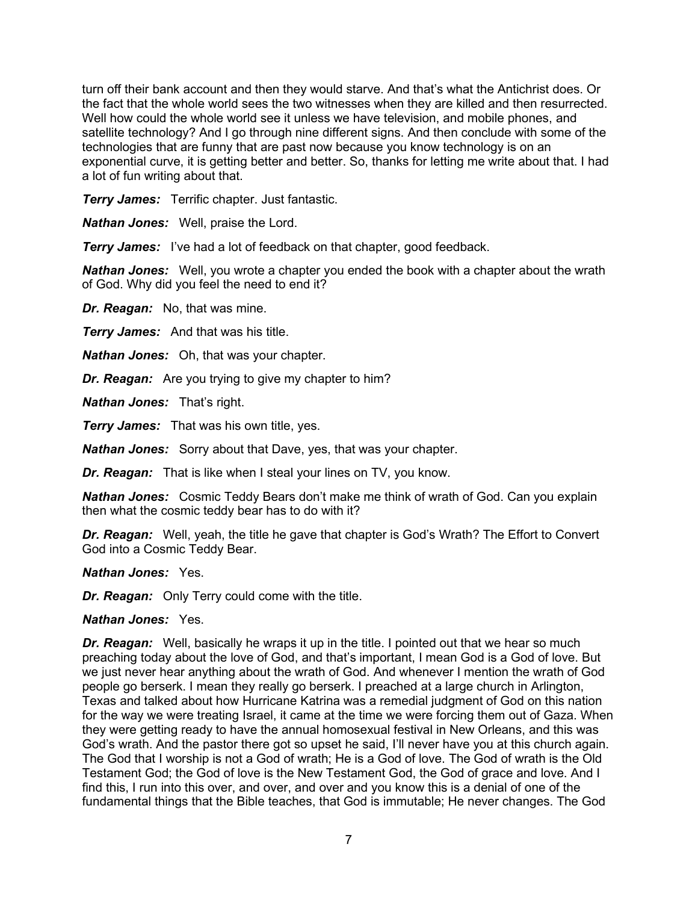turn off their bank account and then they would starve. And that's what the Antichrist does. Or the fact that the whole world sees the two witnesses when they are killed and then resurrected. Well how could the whole world see it unless we have television, and mobile phones, and satellite technology? And I go through nine different signs. And then conclude with some of the technologies that are funny that are past now because you know technology is on an exponential curve, it is getting better and better. So, thanks for letting me write about that. I had a lot of fun writing about that.

***Terry James:*** Terrific chapter. Just fantastic.

***Nathan Jones:*** Well, praise the Lord.

***Terry James:*** I've had a lot of feedback on that chapter, good feedback.

***Nathan Jones:*** Well, you wrote a chapter you ended the book with a chapter about the wrath of God. Why did you feel the need to end it?

***Dr. Reagan:*** No, that was mine.

***Terry James:*** And that was his title.

***Nathan Jones:*** Oh, that was your chapter.

***Dr. Reagan:*** Are you trying to give my chapter to him?

***Nathan Jones:*** That's right.

***Terry James:*** That was his own title, yes.

***Nathan Jones:*** Sorry about that Dave, yes, that was your chapter.

***Dr. Reagan:*** That is like when I steal your lines on TV, you know.

***Nathan Jones:*** Cosmic Teddy Bears don't make me think of wrath of God. Can you explain then what the cosmic teddy bear has to do with it?

***Dr. Reagan:*** Well, yeah, the title he gave that chapter is God's Wrath? The Effort to Convert God into a Cosmic Teddy Bear.

***Nathan Jones:*** Yes.

***Dr. Reagan:*** Only Terry could come with the title.

***Nathan Jones:*** Yes.

***Dr. Reagan:*** Well, basically he wraps it up in the title. I pointed out that we hear so much preaching today about the love of God, and that's important, I mean God is a God of love. But we just never hear anything about the wrath of God. And whenever I mention the wrath of God people go berserk. I mean they really go berserk. I preached at a large church in Arlington, Texas and talked about how Hurricane Katrina was a remedial judgment of God on this nation for the way we were treating Israel, it came at the time we were forcing them out of Gaza. When they were getting ready to have the annual homosexual festival in New Orleans, and this was God's wrath. And the pastor there got so upset he said, I'll never have you at this church again. The God that I worship is not a God of wrath; He is a God of love. The God of wrath is the Old Testament God; the God of love is the New Testament God, the God of grace and love. And I find this, I run into this over, and over, and over and you know this is a denial of one of the fundamental things that the Bible teaches, that God is immutable; He never changes. The God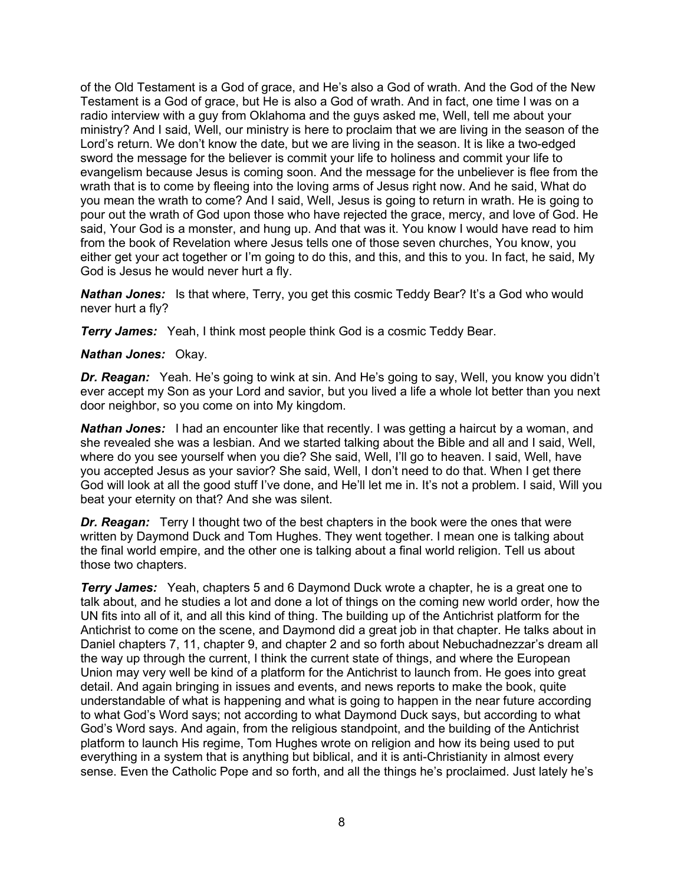of the Old Testament is a God of grace, and He's also a God of wrath. And the God of the New Testament is a God of grace, but He is also a God of wrath. And in fact, one time I was on a radio interview with a guy from Oklahoma and the guys asked me, Well, tell me about your ministry? And I said, Well, our ministry is here to proclaim that we are living in the season of the Lord's return. We don't know the date, but we are living in the season. It is like a two-edged sword the message for the believer is commit your life to holiness and commit your life to evangelism because Jesus is coming soon. And the message for the unbeliever is flee from the wrath that is to come by fleeing into the loving arms of Jesus right now. And he said, What do you mean the wrath to come? And I said, Well, Jesus is going to return in wrath. He is going to pour out the wrath of God upon those who have rejected the grace, mercy, and love of God. He said, Your God is a monster, and hung up. And that was it. You know I would have read to him from the book of Revelation where Jesus tells one of those seven churches, You know, you either get your act together or I'm going to do this, and this, and this to you. In fact, he said, My God is Jesus he would never hurt a fly.

***Nathan Jones:*** Is that where, Terry, you get this cosmic Teddy Bear? It's a God who would never hurt a fly?

***Terry James:*** Yeah, I think most people think God is a cosmic Teddy Bear.

***Nathan Jones:*** Okay.

***Dr. Reagan:*** Yeah. He's going to wink at sin. And He's going to say, Well, you know you didn't ever accept my Son as your Lord and savior, but you lived a life a whole lot better than you next door neighbor, so you come on into My kingdom.

***Nathan Jones:*** I had an encounter like that recently. I was getting a haircut by a woman, and she revealed she was a lesbian. And we started talking about the Bible and all and I said, Well, where do you see yourself when you die? She said, Well, I'll go to heaven. I said, Well, have you accepted Jesus as your savior? She said, Well, I don't need to do that. When I get there God will look at all the good stuff I've done, and He'll let me in. It's not a problem. I said, Will you beat your eternity on that? And she was silent.

***Dr. Reagan:*** Terry I thought two of the best chapters in the book were the ones that were written by Daymond Duck and Tom Hughes. They went together. I mean one is talking about the final world empire, and the other one is talking about a final world religion. Tell us about those two chapters.

***Terry James:*** Yeah, chapters 5 and 6 Daymond Duck wrote a chapter, he is a great one to talk about, and he studies a lot and done a lot of things on the coming new world order, how the UN fits into all of it, and all this kind of thing. The building up of the Antichrist platform for the Antichrist to come on the scene, and Daymond did a great job in that chapter. He talks about in Daniel chapters 7, 11, chapter 9, and chapter 2 and so forth about Nebuchadnezzar's dream all the way up through the current, I think the current state of things, and where the European Union may very well be kind of a platform for the Antichrist to launch from. He goes into great detail. And again bringing in issues and events, and news reports to make the book, quite understandable of what is happening and what is going to happen in the near future according to what God's Word says; not according to what Daymond Duck says, but according to what God's Word says. And again, from the religious standpoint, and the building of the Antichrist platform to launch His regime, Tom Hughes wrote on religion and how its being used to put everything in a system that is anything but biblical, and it is anti-Christianity in almost every sense. Even the Catholic Pope and so forth, and all the things he's proclaimed. Just lately he's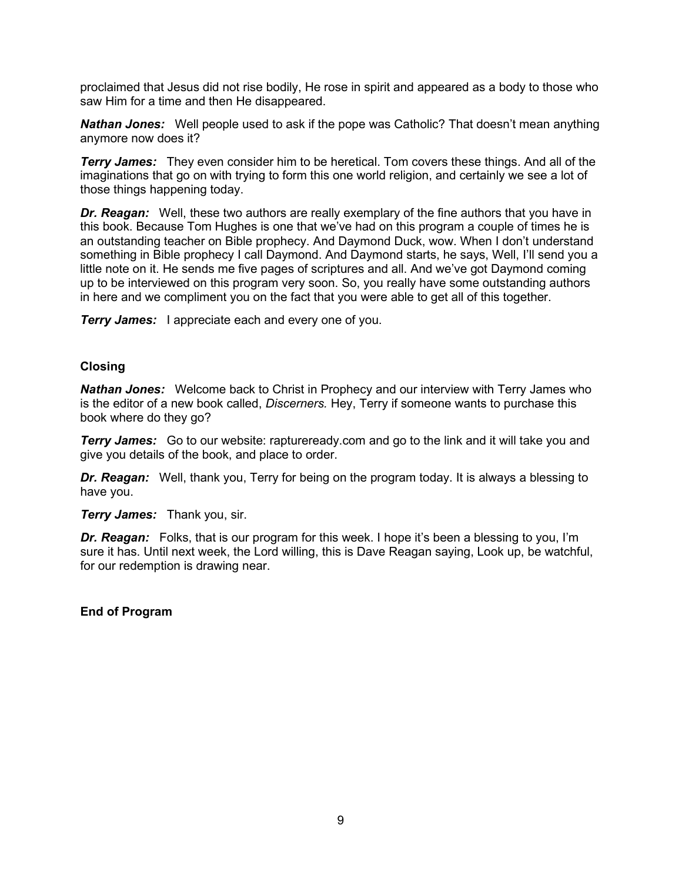proclaimed that Jesus did not rise bodily, He rose in spirit and appeared as a body to those who saw Him for a time and then He disappeared.

***Nathan Jones:*** Well people used to ask if the pope was Catholic? That doesn't mean anything anymore now does it?

***Terry James:*** They even consider him to be heretical. Tom covers these things. And all of the imaginations that go on with trying to form this one world religion, and certainly we see a lot of those things happening today.

***Dr. Reagan:*** Well, these two authors are really exemplary of the fine authors that you have in this book. Because Tom Hughes is one that we've had on this program a couple of times he is an outstanding teacher on Bible prophecy. And Daymond Duck, wow. When I don't understand something in Bible prophecy I call Daymond. And Daymond starts, he says, Well, I'll send you a little note on it. He sends me five pages of scriptures and all. And we've got Daymond coming up to be interviewed on this program very soon. So, you really have some outstanding authors in here and we compliment you on the fact that you were able to get all of this together.

***Terry James:*** I appreciate each and every one of you.

**Closing**

***Nathan Jones:*** Welcome back to Christ in Prophecy and our interview with Terry James who is the editor of a new book called, *Discerners.* Hey, Terry if someone wants to purchase this book where do they go?

***Terry James:*** Go to our website: raptureready.com and go to the link and it will take you and give you details of the book, and place to order.

***Dr. Reagan:*** Well, thank you, Terry for being on the program today. It is always a blessing to have you.

***Terry James:*** Thank you, sir.

***Dr. Reagan:*** Folks, that is our program for this week. I hope it's been a blessing to you, I'm sure it has. Until next week, the Lord willing, this is Dave Reagan saying, Look up, be watchful, for our redemption is drawing near.

**End of Program**